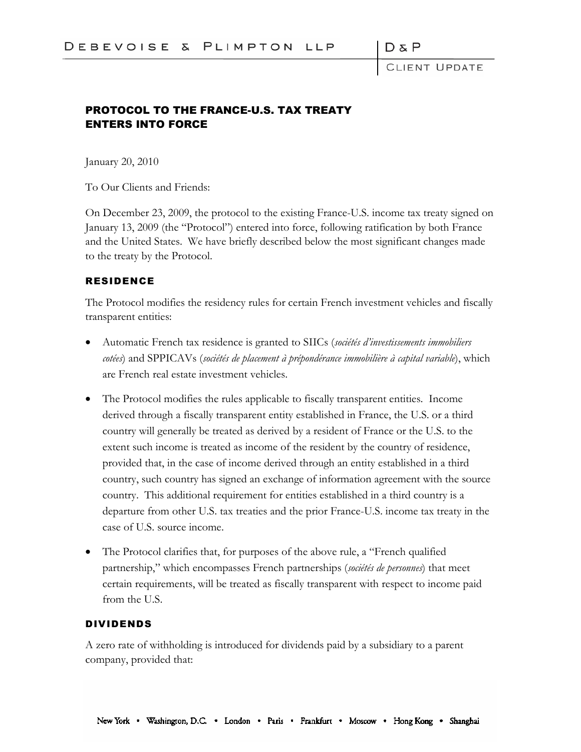DEBEVOISE & PLIMPTON LLP

D & P

CLIENT UPDATE

## PROTOCOL TO THE FRANCE-U.S. TAX TREATY ENTERS INTO FORCE

January 20, 2010

To Our Clients and Friends:

On December 23, 2009, the protocol to the existing France-U.S. income tax treaty signed on January 13, 2009 (the "Protocol") entered into force, following ratification by both France and the United States. We have briefly described below the most significant changes made to the treaty by the Protocol.

### RESIDENCE

The Protocol modifies the residency rules for certain French investment vehicles and fiscally transparent entities:

- Automatic French tax residence is granted to SIICs (*sociétés d'investissements immobiliers cotées*) and SPPICAVs (*sociétés de placement à prépondérance immobilière à capital variable*), which are French real estate investment vehicles.
- The Protocol modifies the rules applicable to fiscally transparent entities. Income derived through a fiscally transparent entity established in France, the U.S. or a third country will generally be treated as derived by a resident of France or the U.S. to the extent such income is treated as income of the resident by the country of residence, provided that, in the case of income derived through an entity established in a third country, such country has signed an exchange of information agreement with the source country. This additional requirement for entities established in a third country is a departure from other U.S. tax treaties and the prior France-U.S. income tax treaty in the case of U.S. source income.
- The Protocol clarifies that, for purposes of the above rule, a "French qualified partnership," which encompasses French partnerships (*sociétés de personnes*) that meet certain requirements, will be treated as fiscally transparent with respect to income paid from the U.S.

### DIVIDENDS

A zero rate of withholding is introduced for dividends paid by a subsidiary to a parent company, provided that:

New York • Washington, D.C. • London • Paris • Frankfurt • Moscow • Hong Kong • Shanghai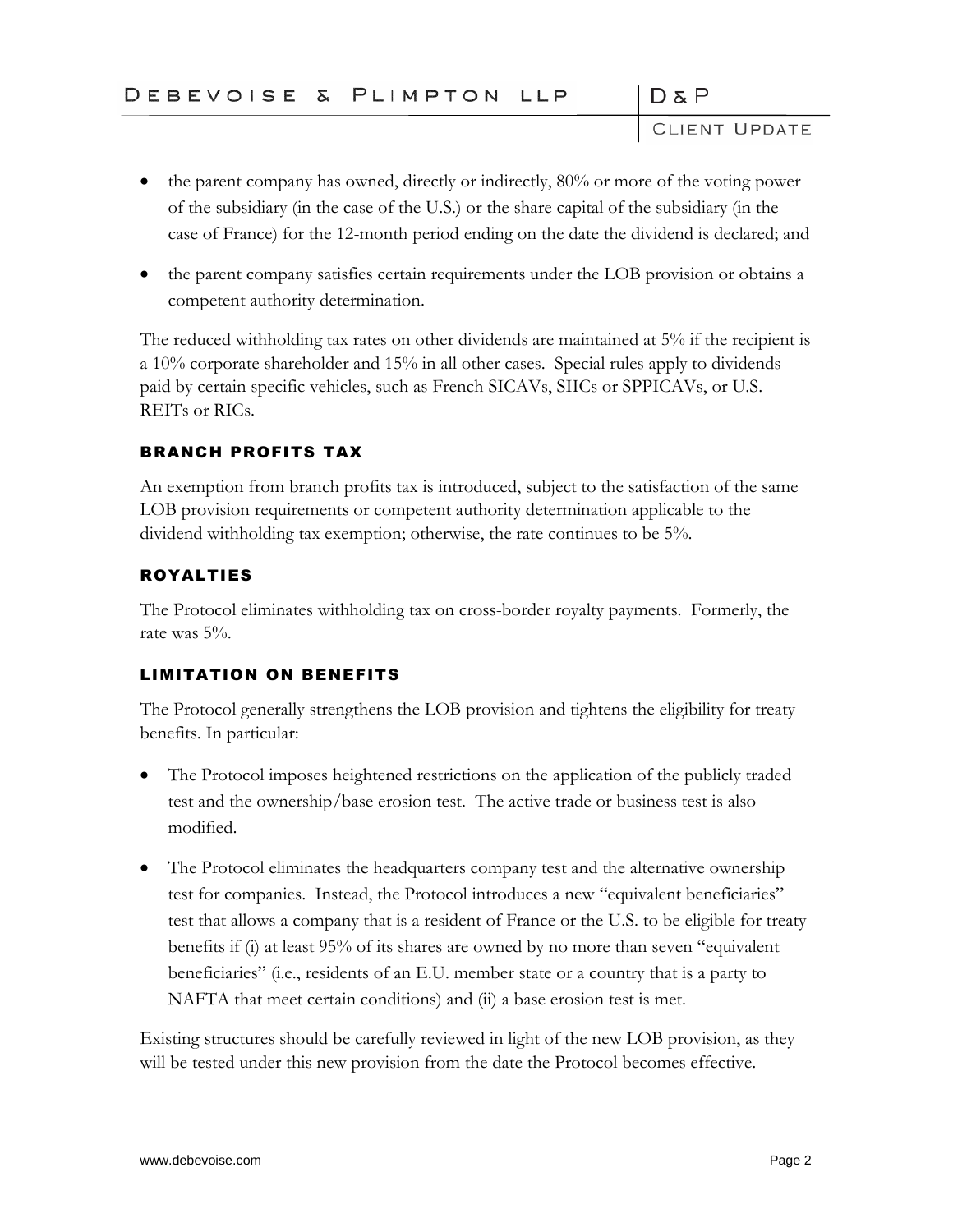- the parent company has owned, directly or indirectly, 80% or more of the voting power of the subsidiary (in the case of the U.S.) or the share capital of the subsidiary (in the case of France) for the 12-month period ending on the date the dividend is declared; and
- the parent company satisfies certain requirements under the LOB provision or obtains a competent authority determination.

The reduced withholding tax rates on other dividends are maintained at 5% if the recipient is a 10% corporate shareholder and 15% in all other cases. Special rules apply to dividends paid by certain specific vehicles, such as French SICAVs, SIICs or SPPICAVs, or U.S. REITs or RICs.

### BRANCH PROFITS TAX

An exemption from branch profits tax is introduced, subject to the satisfaction of the same LOB provision requirements or competent authority determination applicable to the dividend withholding tax exemption; otherwise, the rate continues to be 5%.

### ROYALTIES

The Protocol eliminates withholding tax on cross-border royalty payments. Formerly, the rate was 5%.

### LIMITATION ON BENEFITS

The Protocol generally strengthens the LOB provision and tightens the eligibility for treaty benefits. In particular:

- The Protocol imposes heightened restrictions on the application of the publicly traded test and the ownership/base erosion test. The active trade or business test is also modified.
- The Protocol eliminates the headquarters company test and the alternative ownership test for companies. Instead, the Protocol introduces a new "equivalent beneficiaries" test that allows a company that is a resident of France or the U.S. to be eligible for treaty benefits if (i) at least 95% of its shares are owned by no more than seven "equivalent beneficiaries" (i.e., residents of an E.U. member state or a country that is a party to NAFTA that meet certain conditions) and (ii) a base erosion test is met.

Existing structures should be carefully reviewed in light of the new LOB provision, as they will be tested under this new provision from the date the Protocol becomes effective.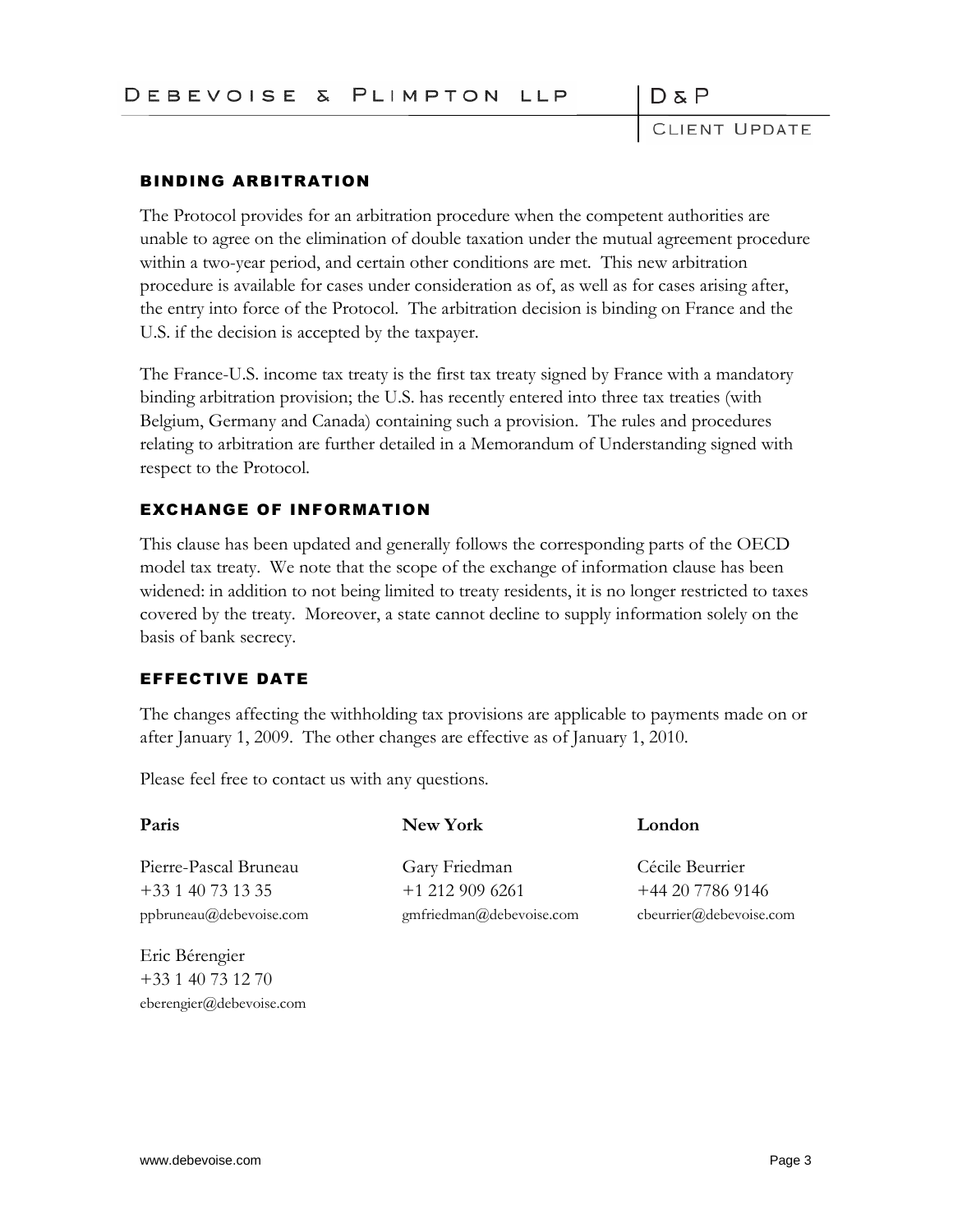## BINDING ARBITRATION

The Protocol provides for an arbitration procedure when the competent authorities are unable to agree on the elimination of double taxation under the mutual agreement procedure within a two-year period, and certain other conditions are met. This new arbitration procedure is available for cases under consideration as of, as well as for cases arising after, the entry into force of the Protocol. The arbitration decision is binding on France and the U.S. if the decision is accepted by the taxpayer.

The France-U.S. income tax treaty is the first tax treaty signed by France with a mandatory binding arbitration provision; the U.S. has recently entered into three tax treaties (with Belgium, Germany and Canada) containing such a provision. The rules and procedures relating to arbitration are further detailed in a Memorandum of Understanding signed with respect to the Protocol.

## EXCHANGE OF INFORMATION

This clause has been updated and generally follows the corresponding parts of the OECD model tax treaty. We note that the scope of the exchange of information clause has been widened: in addition to not being limited to treaty residents, it is no longer restricted to taxes covered by the treaty. Moreover, a state cannot decline to supply information solely on the basis of bank secrecy.

## EFFECTIVE DATE

The changes affecting the withholding tax provisions are applicable to payments made on or after January 1, 2009. The other changes are effective as of January 1, 2010.

Please feel free to contact us with any questions.

**Paris**

Pierre-Pascal Bruneau
+33 1 40 73 13 35
ppbruneau@debevoise.com

Eric Bérengier
+33 1 40 73 12 70
eberengier@debevoise.com

**New York**

Gary Friedman
+1 212 909 6261
gmfriedman@debevoise.com

**London**

Cécile Beurrier
+44 20 7786 9146
cbeurrier@debevoise.com